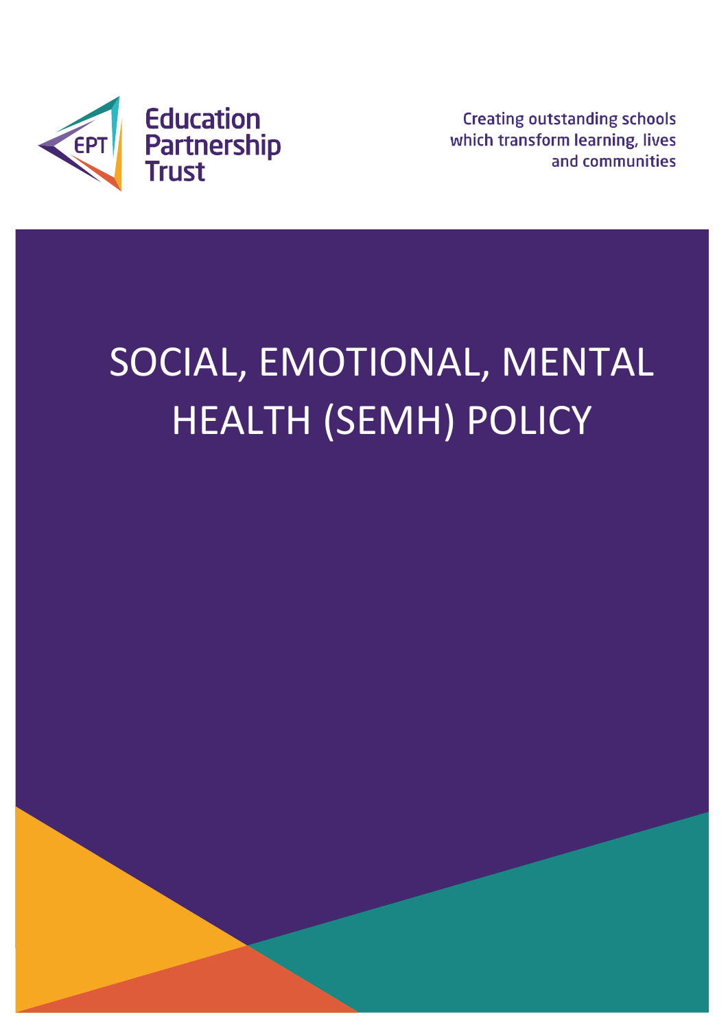Education Partnership Trust

Creating outstanding schools which transform learning, lives and communities

# SOCIAL, EMOTIONAL, MENTAL HEALTH (SEMH) POLICY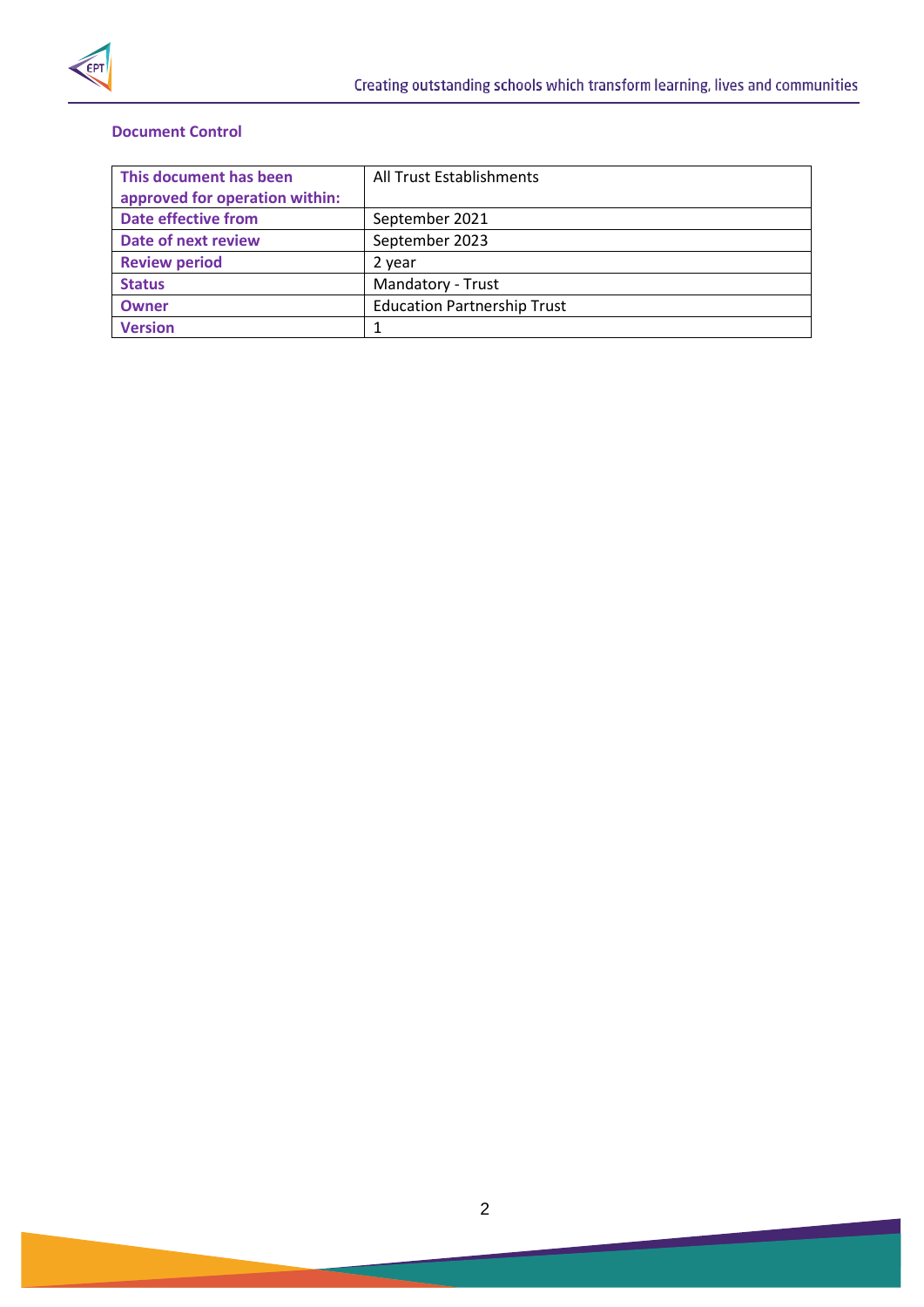### Document Control

| This document has been approved for operation within: | All Trust Establishments |
|---|---|
| Date effective from | September 2021 |
| Date of next review | September 2023 |
| Review period | 2 year |
| Status | Mandatory - Trust |
| Owner | Education Partnership Trust |
| Version | 1 |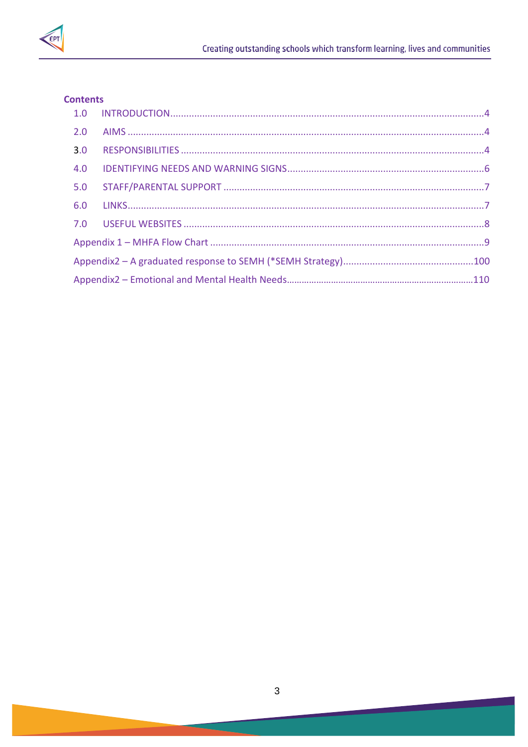## Contents

1.0 INTRODUCTION.....4

2.0 AIMS.....4

3.0 RESPONSIBILITIES.....4

4.0 IDENTIFYING NEEDS AND WARNING SIGNS.....6

5.0 STAFF/PARENTAL SUPPORT.....7

6.0 LINKS.....7

7.0 USEFUL WEBSITES.....8

Appendix 1 – MHFA Flow Chart.....9

Appendix2 – A graduated response to SEMH (*SEMH Strategy).....100

Appendix2 – Emotional and Mental Health Needs.....110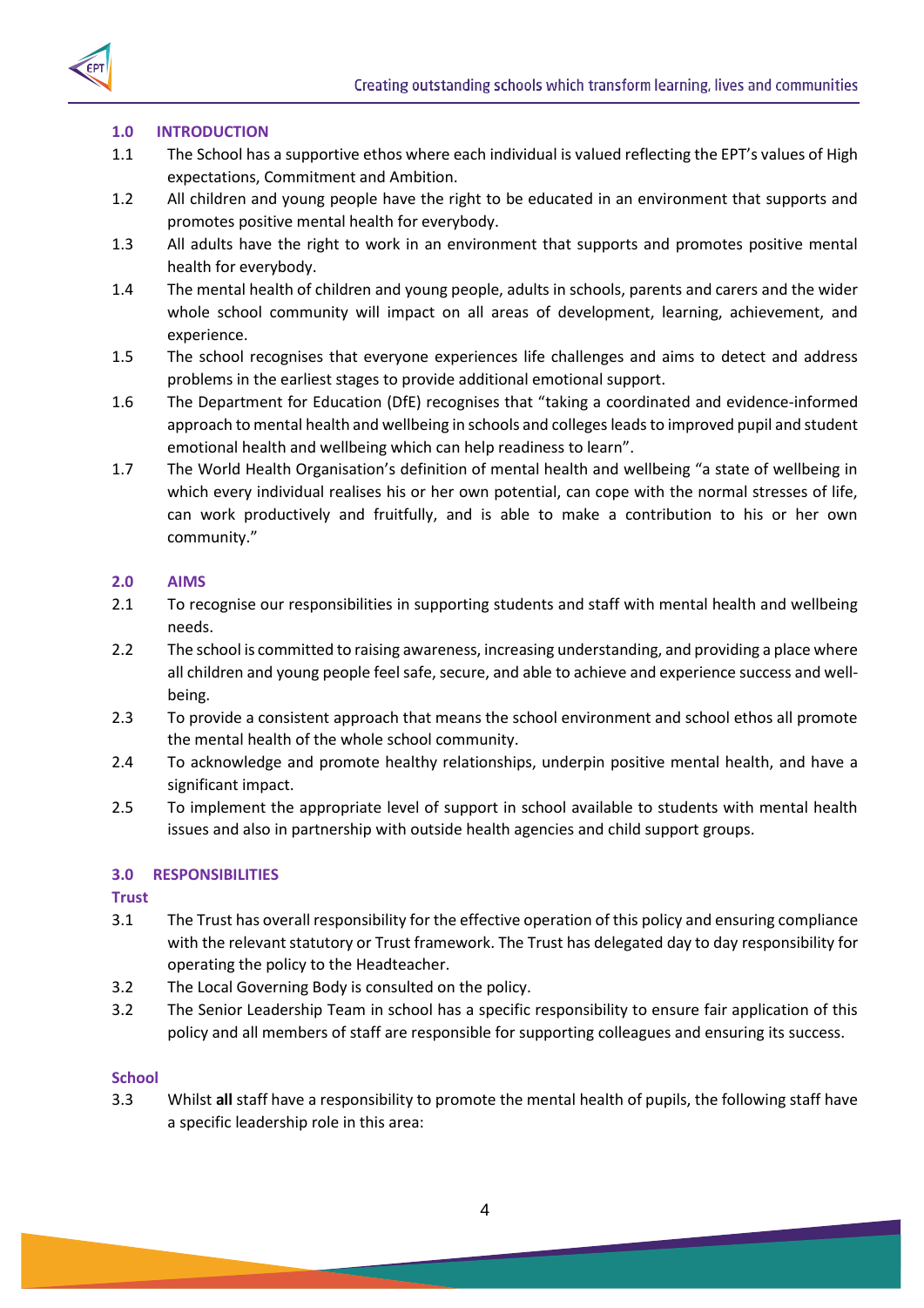## 1.0 INTRODUCTION

1.1 The School has a supportive ethos where each individual is valued reflecting the EPT's values of High expectations, Commitment and Ambition.

1.2 All children and young people have the right to be educated in an environment that supports and promotes positive mental health for everybody.

1.3 All adults have the right to work in an environment that supports and promotes positive mental health for everybody.

1.4 The mental health of children and young people, adults in schools, parents and carers and the wider whole school community will impact on all areas of development, learning, achievement, and experience.

1.5 The school recognises that everyone experiences life challenges and aims to detect and address problems in the earliest stages to provide additional emotional support.

1.6 The Department for Education (DfE) recognises that "taking a coordinated and evidence-informed approach to mental health and wellbeing in schools and colleges leads to improved pupil and student emotional health and wellbeing which can help readiness to learn".

1.7 The World Health Organisation's definition of mental health and wellbeing "a state of wellbeing in which every individual realises his or her own potential, can cope with the normal stresses of life, can work productively and fruitfully, and is able to make a contribution to his or her own community."

## 2.0 AIMS

2.1 To recognise our responsibilities in supporting students and staff with mental health and wellbeing needs.

2.2 The school is committed to raising awareness, increasing understanding, and providing a place where all children and young people feel safe, secure, and able to achieve and experience success and well-being.

2.3 To provide a consistent approach that means the school environment and school ethos all promote the mental health of the whole school community.

2.4 To acknowledge and promote healthy relationships, underpin positive mental health, and have a significant impact.

2.5 To implement the appropriate level of support in school available to students with mental health issues and also in partnership with outside health agencies and child support groups.

## 3.0 RESPONSIBILITIES

### Trust

3.1 The Trust has overall responsibility for the effective operation of this policy and ensuring compliance with the relevant statutory or Trust framework. The Trust has delegated day to day responsibility for operating the policy to the Headteacher.

3.2 The Local Governing Body is consulted on the policy.

3.2 The Senior Leadership Team in school has a specific responsibility to ensure fair application of this policy and all members of staff are responsible for supporting colleagues and ensuring its success.

### School

3.3 Whilst **all** staff have a responsibility to promote the mental health of pupils, the following staff have a specific leadership role in this area: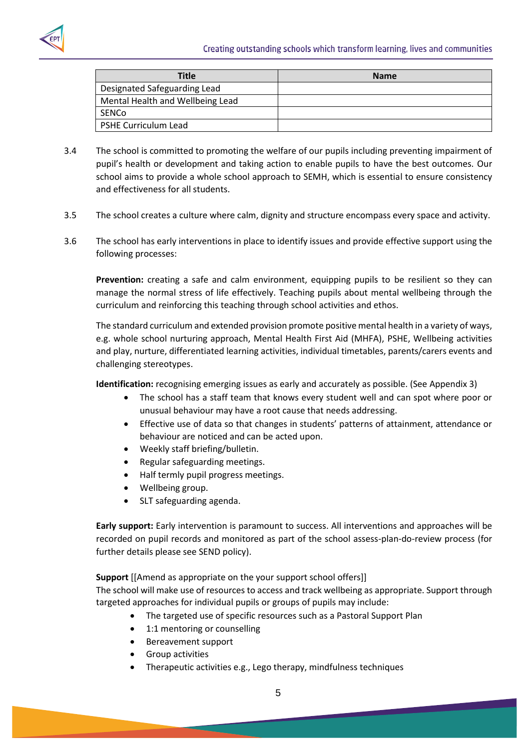| Title | Name |
| --- | --- |
| Designated Safeguarding Lead | |
| Mental Health and Wellbeing Lead | |
| SENCo | |
| PSHE Curriculum Lead | |

3.4 The school is committed to promoting the welfare of our pupils including preventing impairment of pupil's health or development and taking action to enable pupils to have the best outcomes. Our school aims to provide a whole school approach to SEMH, which is essential to ensure consistency and effectiveness for all students.

3.5 The school creates a culture where calm, dignity and structure encompass every space and activity.

3.6 The school has early interventions in place to identify issues and provide effective support using the following processes:

**Prevention:** creating a safe and calm environment, equipping pupils to be resilient so they can manage the normal stress of life effectively. Teaching pupils about mental wellbeing through the curriculum and reinforcing this teaching through school activities and ethos.

The standard curriculum and extended provision promote positive mental health in a variety of ways, e.g. whole school nurturing approach, Mental Health First Aid (MHFA), PSHE, Wellbeing activities and play, nurture, differentiated learning activities, individual timetables, parents/carers events and challenging stereotypes.

**Identification:** recognising emerging issues as early and accurately as possible. (See Appendix 3)

- The school has a staff team that knows every student well and can spot where poor or unusual behaviour may have a root cause that needs addressing.
- Effective use of data so that changes in students' patterns of attainment, attendance or behaviour are noticed and can be acted upon.
- Weekly staff briefing/bulletin.
- Regular safeguarding meetings.
- Half termly pupil progress meetings.
- Wellbeing group.
- SLT safeguarding agenda.

**Early support:** Early intervention is paramount to success. All interventions and approaches will be recorded on pupil records and monitored as part of the school assess-plan-do-review process (for further details please see SEND policy).

**Support** [[Amend as appropriate on the your support school offers]]
The school will make use of resources to access and track wellbeing as appropriate. Support through targeted approaches for individual pupils or groups of pupils may include:

- The targeted use of specific resources such as a Pastoral Support Plan
- 1:1 mentoring or counselling
- Bereavement support
- Group activities
- Therapeutic activities e.g., Lego therapy, mindfulness techniques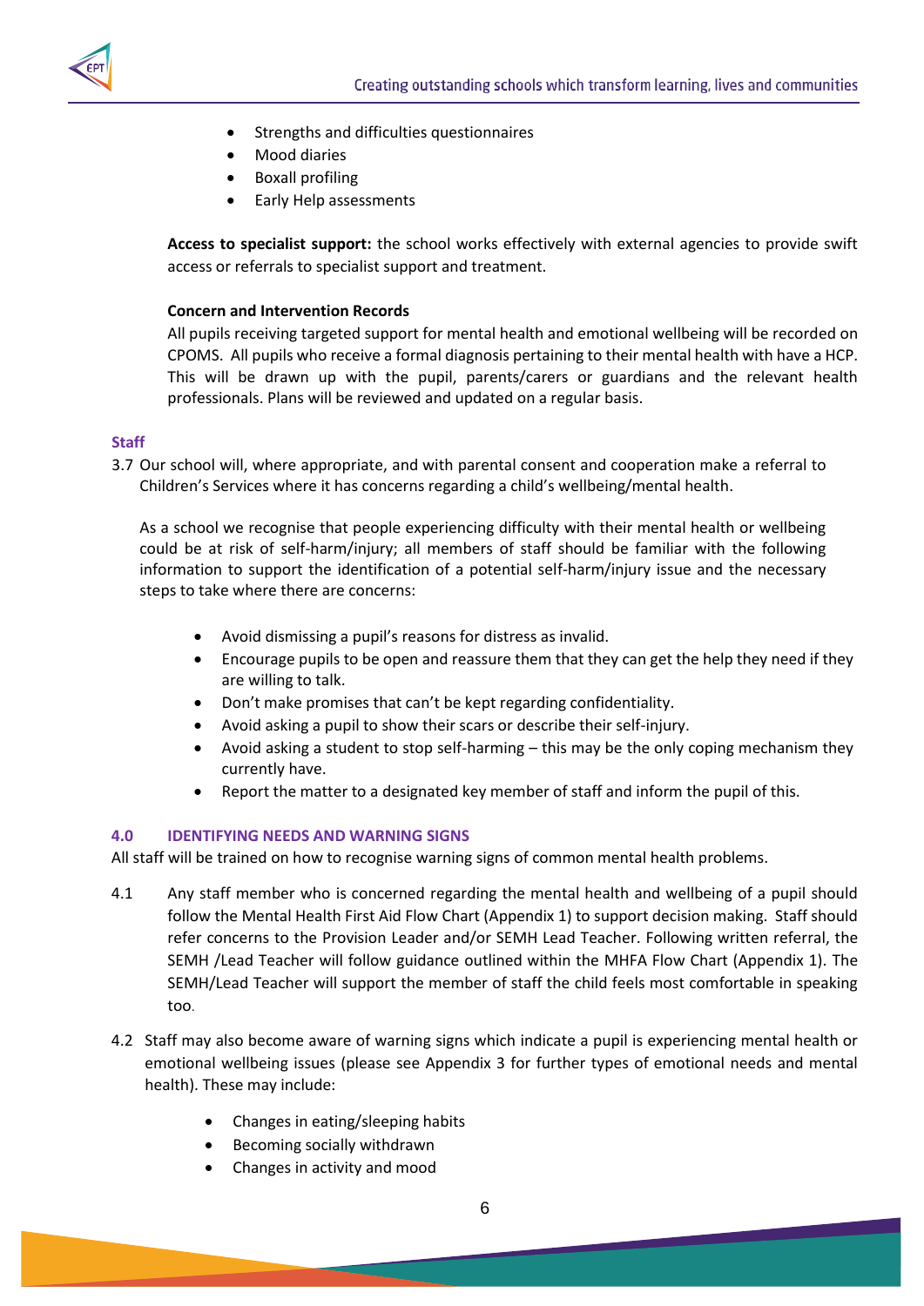- Strengths and difficulties questionnaires
- Mood diaries
- Boxall profiling
- Early Help assessments

**Access to specialist support:** the school works effectively with external agencies to provide swift access or referrals to specialist support and treatment.

**Concern and Intervention Records**

All pupils receiving targeted support for mental health and emotional wellbeing will be recorded on CPOMS. All pupils who receive a formal diagnosis pertaining to their mental health with have a HCP. This will be drawn up with the pupil, parents/carers or guardians and the relevant health professionals. Plans will be reviewed and updated on a regular basis.

### Staff

3.7 Our school will, where appropriate, and with parental consent and cooperation make a referral to Children's Services where it has concerns regarding a child's wellbeing/mental health.

As a school we recognise that people experiencing difficulty with their mental health or wellbeing could be at risk of self-harm/injury; all members of staff should be familiar with the following information to support the identification of a potential self-harm/injury issue and the necessary steps to take where there are concerns:

- Avoid dismissing a pupil's reasons for distress as invalid.
- Encourage pupils to be open and reassure them that they can get the help they need if they are willing to talk.
- Don't make promises that can't be kept regarding confidentiality.
- Avoid asking a pupil to show their scars or describe their self-injury.
- Avoid asking a student to stop self-harming – this may be the only coping mechanism they currently have.
- Report the matter to a designated key member of staff and inform the pupil of this.

## 4.0 IDENTIFYING NEEDS AND WARNING SIGNS

All staff will be trained on how to recognise warning signs of common mental health problems.

4.1 Any staff member who is concerned regarding the mental health and wellbeing of a pupil should follow the Mental Health First Aid Flow Chart (Appendix 1) to support decision making. Staff should refer concerns to the Provision Leader and/or SEMH Lead Teacher. Following written referral, the SEMH /Lead Teacher will follow guidance outlined within the MHFA Flow Chart (Appendix 1). The SEMH/Lead Teacher will support the member of staff the child feels most comfortable in speaking too.

4.2 Staff may also become aware of warning signs which indicate a pupil is experiencing mental health or emotional wellbeing issues (please see Appendix 3 for further types of emotional needs and mental health). These may include:

- Changes in eating/sleeping habits
- Becoming socially withdrawn
- Changes in activity and mood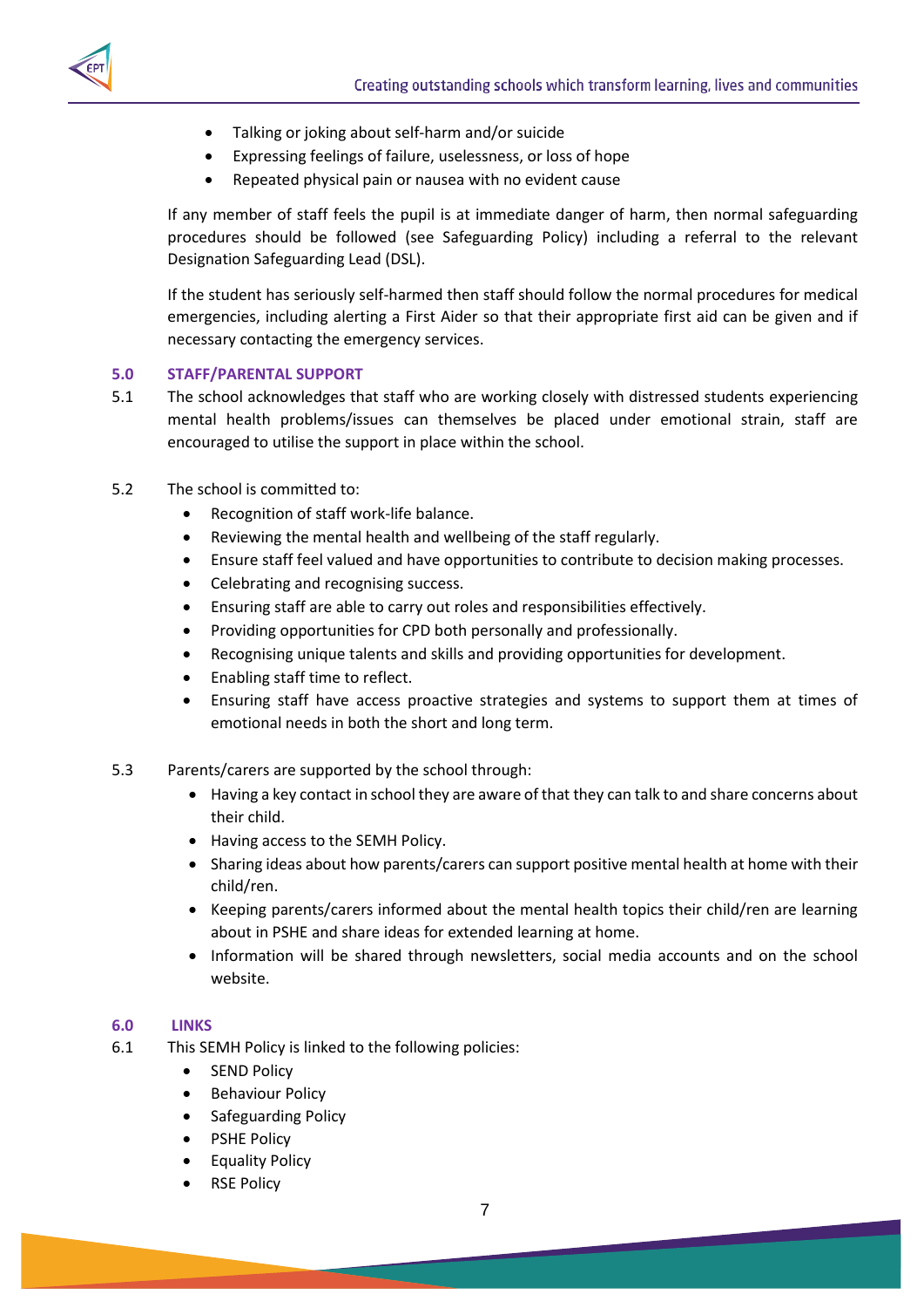- Talking or joking about self-harm and/or suicide
- Expressing feelings of failure, uselessness, or loss of hope
- Repeated physical pain or nausea with no evident cause

If any member of staff feels the pupil is at immediate danger of harm, then normal safeguarding procedures should be followed (see Safeguarding Policy) including a referral to the relevant Designation Safeguarding Lead (DSL).

If the student has seriously self-harmed then staff should follow the normal procedures for medical emergencies, including alerting a First Aider so that their appropriate first aid can be given and if necessary contacting the emergency services.

## 5.0 STAFF/PARENTAL SUPPORT

5.1 The school acknowledges that staff who are working closely with distressed students experiencing mental health problems/issues can themselves be placed under emotional strain, staff are encouraged to utilise the support in place within the school.

5.2 The school is committed to:

- Recognition of staff work-life balance.
- Reviewing the mental health and wellbeing of the staff regularly.
- Ensure staff feel valued and have opportunities to contribute to decision making processes.
- Celebrating and recognising success.
- Ensuring staff are able to carry out roles and responsibilities effectively.
- Providing opportunities for CPD both personally and professionally.
- Recognising unique talents and skills and providing opportunities for development.
- Enabling staff time to reflect.
- Ensuring staff have access proactive strategies and systems to support them at times of emotional needs in both the short and long term.

5.3 Parents/carers are supported by the school through:

- Having a key contact in school they are aware of that they can talk to and share concerns about their child.
- Having access to the SEMH Policy.
- Sharing ideas about how parents/carers can support positive mental health at home with their child/ren.
- Keeping parents/carers informed about the mental health topics their child/ren are learning about in PSHE and share ideas for extended learning at home.
- Information will be shared through newsletters, social media accounts and on the school website.

## 6.0 LINKS

6.1 This SEMH Policy is linked to the following policies:

- SEND Policy
- Behaviour Policy
- Safeguarding Policy
- PSHE Policy
- Equality Policy
- RSE Policy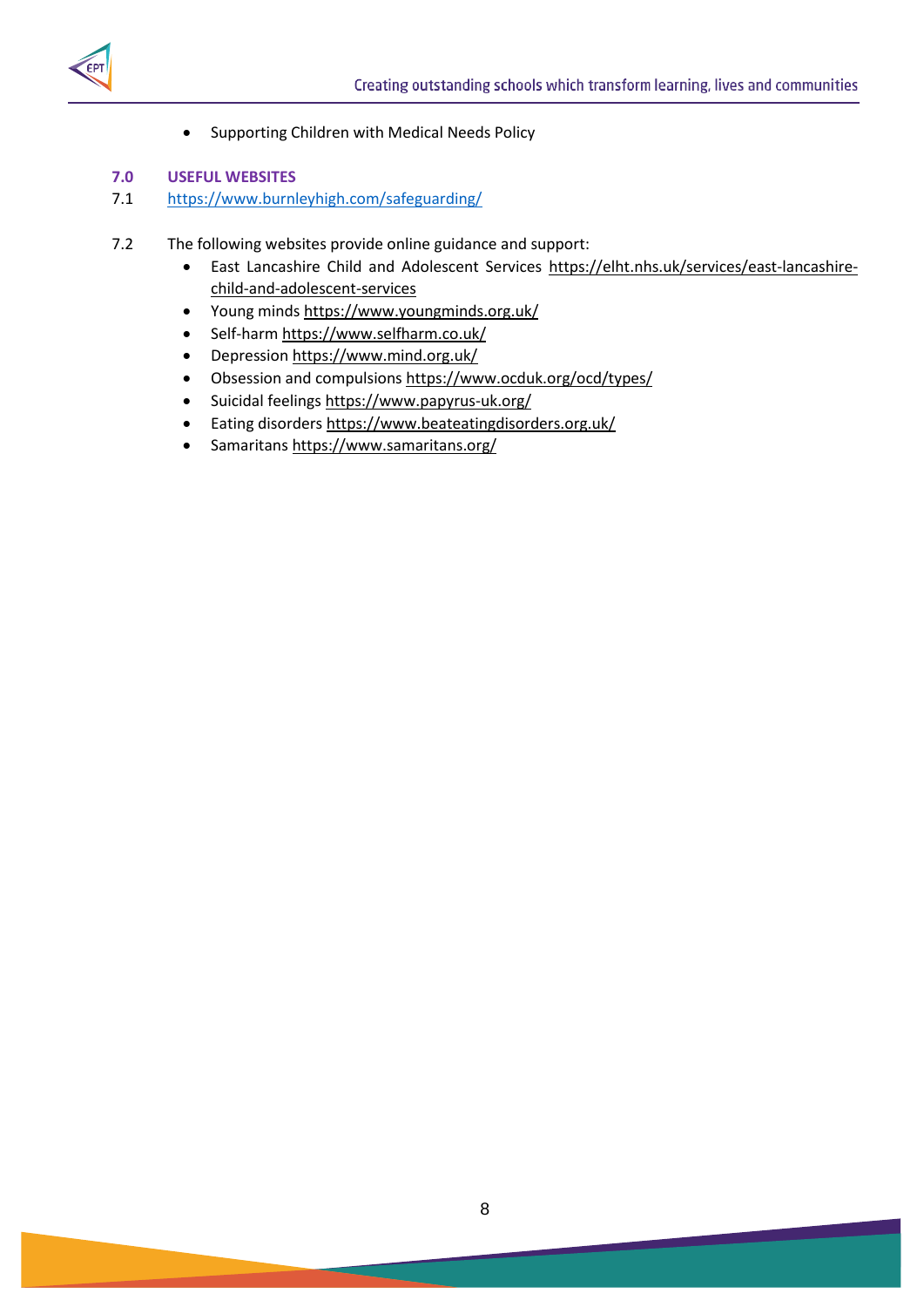- Supporting Children with Medical Needs Policy

## 7.0 USEFUL WEBSITES

7.1 https://www.burnleyhigh.com/safeguarding/

7.2 The following websites provide online guidance and support:

- East Lancashire Child and Adolescent Services https://elht.nhs.uk/services/east-lancashire-child-and-adolescent-services
- Young minds https://www.youngminds.org.uk/
- Self-harm https://www.selfharm.co.uk/
- Depression https://www.mind.org.uk/
- Obsession and compulsions https://www.ocduk.org/ocd/types/
- Suicidal feelings https://www.papyrus-uk.org/
- Eating disorders https://www.beateatingdisorders.org.uk/
- Samaritans https://www.samaritans.org/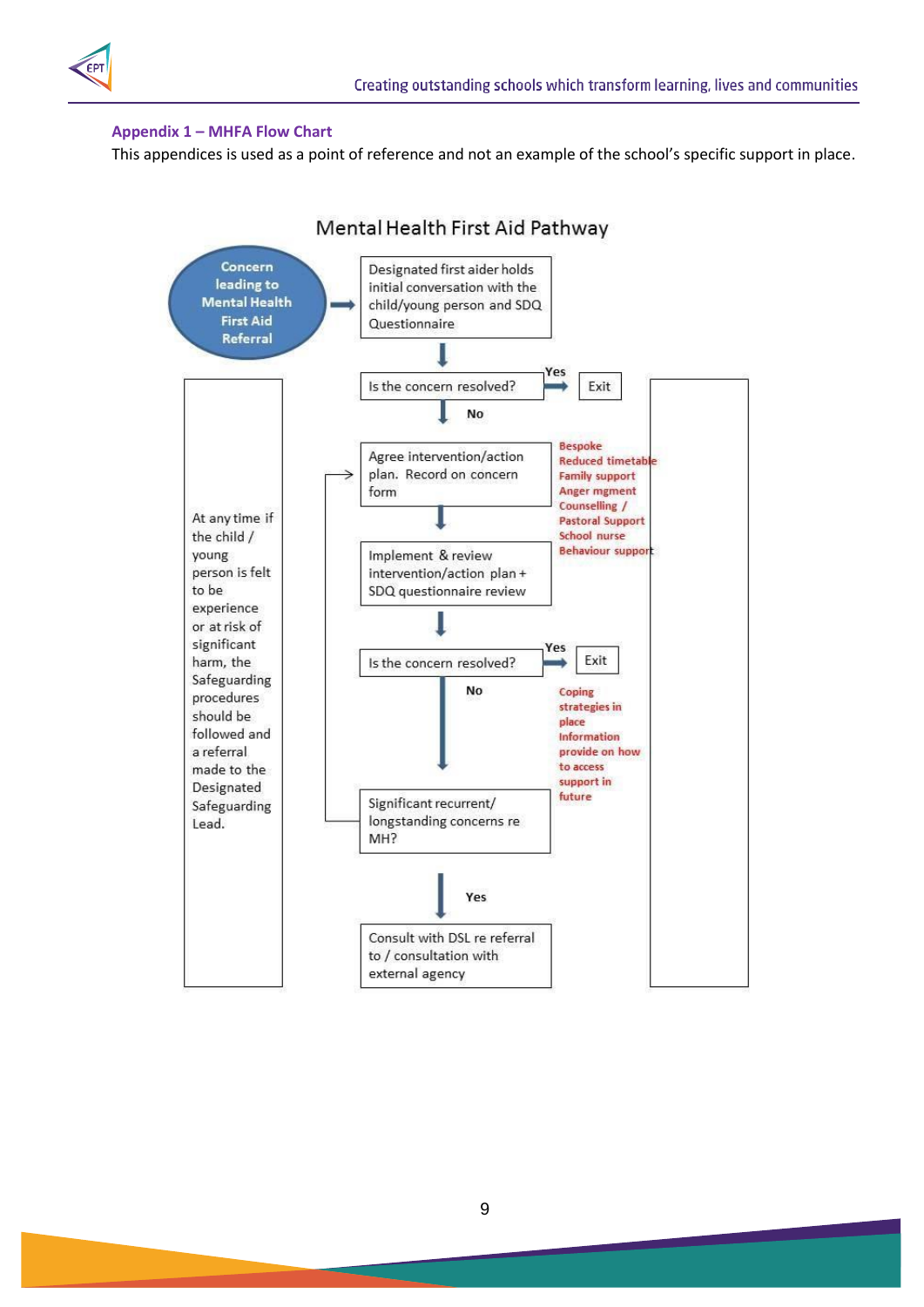### Appendix 1 – MHFA Flow Chart

This appendices is used as a point of reference and not an example of the school's specific support in place.

## Mental Health First Aid Pathway

**Concern leading to Mental Health First Aid Referral** → Designated first aider holds initial conversation with the child/young person and SDQ Questionnaire

↓

Is the concern resolved? — **Yes** → Exit

**No** ↓

Agree intervention/action plan. Record on concern form

- Bespoke
- Reduced timetable
- Family support
- Anger mgment
- Counselling /
- Pastoral Support
- School nurse
- Behaviour support

↓

Implement & review intervention/action plan + SDQ questionnaire review

↓

Is the concern resolved? — **Yes** → Exit

- Coping strategies in place
- Information provide on how to access support in future

**No** ↓

Significant recurrent/ longstanding concerns re MH? (loops back to "Agree intervention/action plan")

**Yes** ↓

Consult with DSL re referral to / consultation with external agency

At any time if the child / young person is felt to be experience or at risk of significant harm, the Safeguarding procedures should be followed and a referral made to the Designated Safeguarding Lead.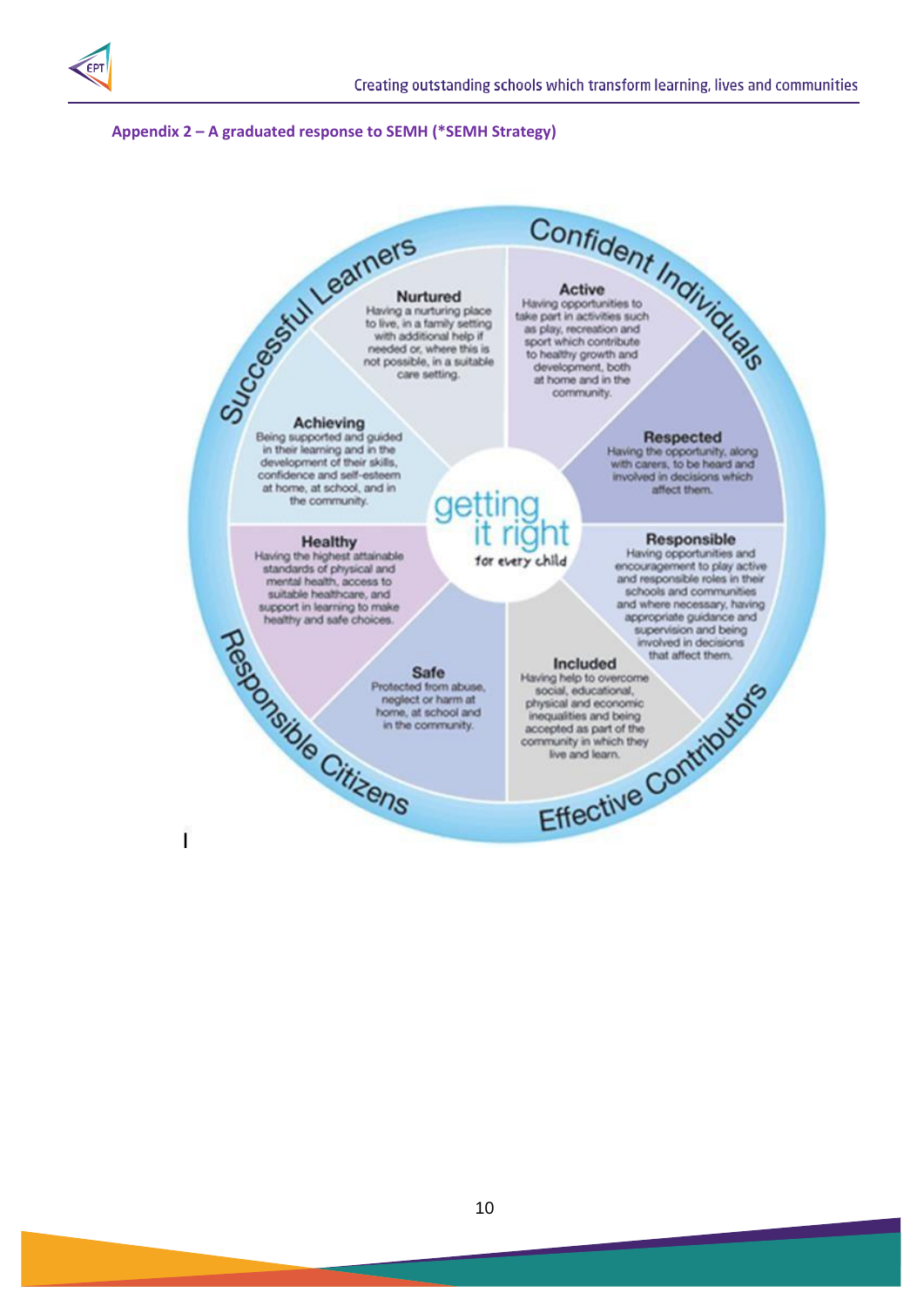**Appendix 2 – A graduated response to SEMH (*SEMH Strategy)**

Successful Learners

Confident Individuals

Responsible Citizens

Effective Contributors

getting it right for every child

**Nurtured**
Having a nurturing place to live, in a family setting with additional help if needed or, where this is not possible, in a suitable care setting.

**Active**
Having opportunities to take part in activities such as play, recreation and sport which contribute to healthy growth and development, both at home and in the community.

**Achieving**
Being supported and guided in their learning and in the development of their skills, confidence and self-esteem at home, at school, and in the community.

**Respected**
Having the opportunity, along with carers, to be heard and involved in decisions which affect them.

**Healthy**
Having the highest attainable standards of physical and mental health, access to suitable healthcare, and support in learning to make healthy and safe choices.

**Responsible**
Having opportunities and encouragement to play active and responsible roles in their schools and communities and where necessary, having appropriate guidance and supervision and being involved in decisions that affect them.

**Safe**
Protected from abuse, neglect or harm at home, at school and in the community.

**Included**
Having help to overcome social, educational, physical and economic inequalities and being accepted as part of the community in which they live and learn.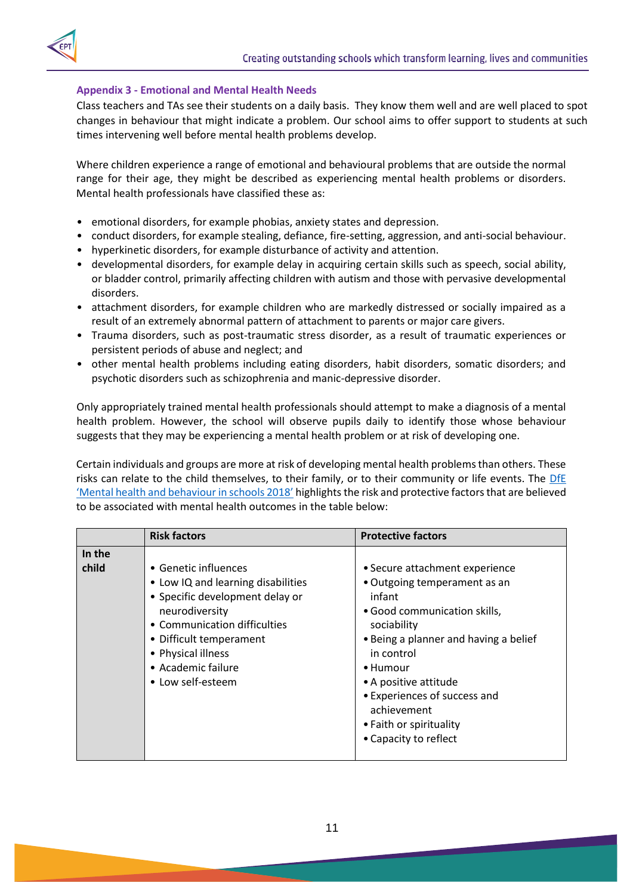## Appendix 3 - Emotional and Mental Health Needs

Class teachers and TAs see their students on a daily basis. They know them well and are well placed to spot changes in behaviour that might indicate a problem. Our school aims to offer support to students at such times intervening well before mental health problems develop.

Where children experience a range of emotional and behavioural problems that are outside the normal range for their age, they might be described as experiencing mental health problems or disorders. Mental health professionals have classified these as:

- emotional disorders, for example phobias, anxiety states and depression.
- conduct disorders, for example stealing, defiance, fire-setting, aggression, and anti-social behaviour.
- hyperkinetic disorders, for example disturbance of activity and attention.
- developmental disorders, for example delay in acquiring certain skills such as speech, social ability, or bladder control, primarily affecting children with autism and those with pervasive developmental disorders.
- attachment disorders, for example children who are markedly distressed or socially impaired as a result of an extremely abnormal pattern of attachment to parents or major care givers.
- Trauma disorders, such as post-traumatic stress disorder, as a result of traumatic experiences or persistent periods of abuse and neglect; and
- other mental health problems including eating disorders, habit disorders, somatic disorders; and psychotic disorders such as schizophrenia and manic-depressive disorder.

Only appropriately trained mental health professionals should attempt to make a diagnosis of a mental health problem. However, the school will observe pupils daily to identify those whose behaviour suggests that they may be experiencing a mental health problem or at risk of developing one.

Certain individuals and groups are more at risk of developing mental health problems than others. These risks can relate to the child themselves, to their family, or to their community or life events. The DfE 'Mental health and behaviour in schools 2018' highlights the risk and protective factors that are believed to be associated with mental health outcomes in the table below:

| | Risk factors | Protective factors |
|---|---|---|
| **In the child** | • Genetic influences<br>• Low IQ and learning disabilities<br>• Specific development delay or neurodiversity<br>• Communication difficulties<br>• Difficult temperament<br>• Physical illness<br>• Academic failure<br>• Low self-esteem | • Secure attachment experience<br>• Outgoing temperament as an infant<br>• Good communication skills, sociability<br>• Being a planner and having a belief in control<br>• Humour<br>• A positive attitude<br>• Experiences of success and achievement<br>• Faith or spirituality<br>• Capacity to reflect |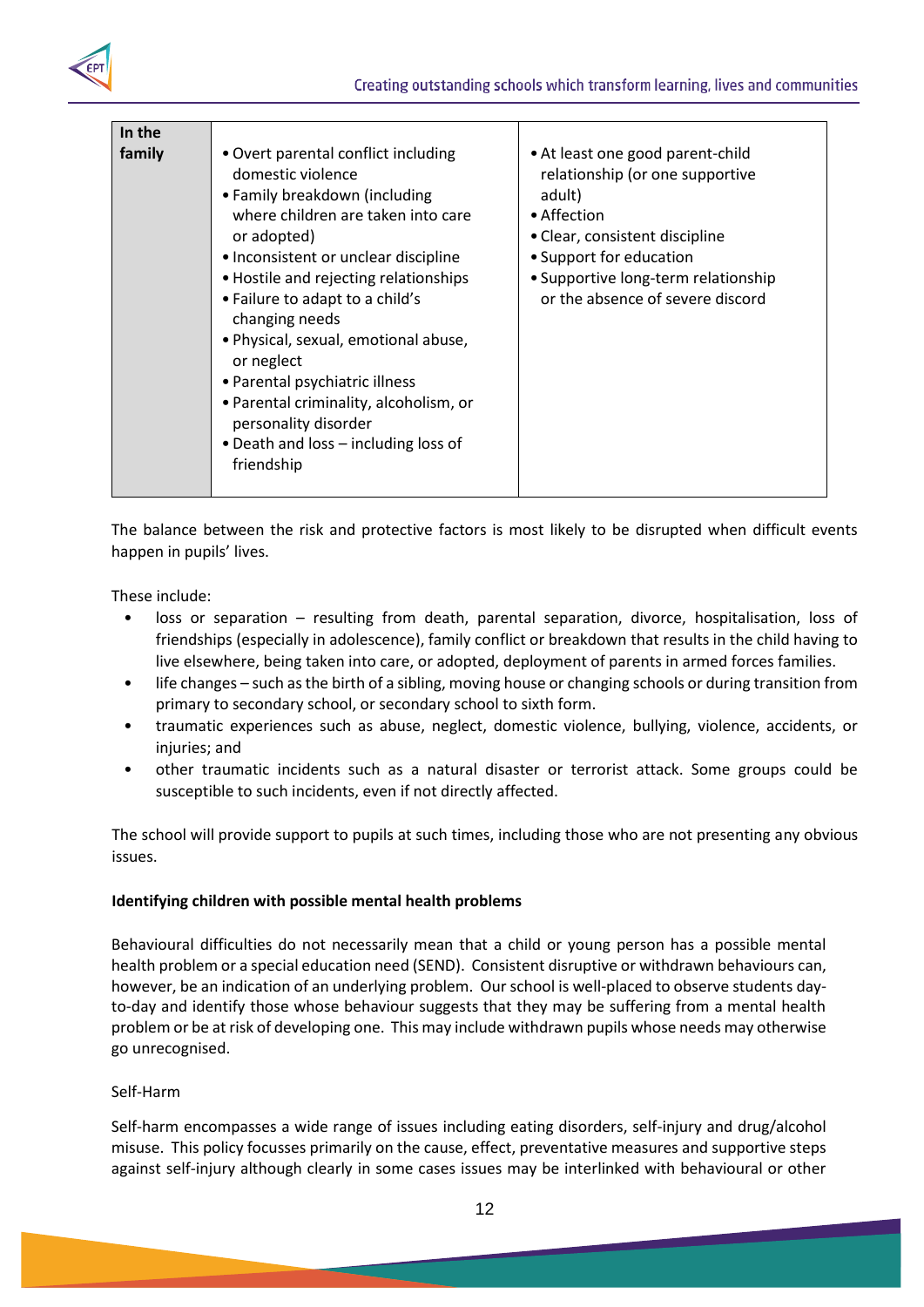| In the family | • Overt parental conflict including domestic violence<br>• Family breakdown (including where children are taken into care or adopted)<br>• Inconsistent or unclear discipline<br>• Hostile and rejecting relationships<br>• Failure to adapt to a child's changing needs<br>• Physical, sexual, emotional abuse, or neglect<br>• Parental psychiatric illness<br>• Parental criminality, alcoholism, or personality disorder<br>• Death and loss – including loss of friendship | • At least one good parent-child relationship (or one supportive adult)<br>• Affection<br>• Clear, consistent discipline<br>• Support for education<br>• Supportive long-term relationship or the absence of severe discord |
|---|---|---|

The balance between the risk and protective factors is most likely to be disrupted when difficult events happen in pupils' lives.

These include:

- loss or separation – resulting from death, parental separation, divorce, hospitalisation, loss of friendships (especially in adolescence), family conflict or breakdown that results in the child having to live elsewhere, being taken into care, or adopted, deployment of parents in armed forces families.
- life changes – such as the birth of a sibling, moving house or changing schools or during transition from primary to secondary school, or secondary school to sixth form.
- traumatic experiences such as abuse, neglect, domestic violence, bullying, violence, accidents, or injuries; and
- other traumatic incidents such as a natural disaster or terrorist attack. Some groups could be susceptible to such incidents, even if not directly affected.

The school will provide support to pupils at such times, including those who are not presenting any obvious issues.

**Identifying children with possible mental health problems**

Behavioural difficulties do not necessarily mean that a child or young person has a possible mental health problem or a special education need (SEND). Consistent disruptive or withdrawn behaviours can, however, be an indication of an underlying problem. Our school is well-placed to observe students day-to-day and identify those whose behaviour suggests that they may be suffering from a mental health problem or be at risk of developing one. This may include withdrawn pupils whose needs may otherwise go unrecognised.

Self-Harm

Self-harm encompasses a wide range of issues including eating disorders, self-injury and drug/alcohol misuse. This policy focusses primarily on the cause, effect, preventative measures and supportive steps against self-injury although clearly in some cases issues may be interlinked with behavioural or other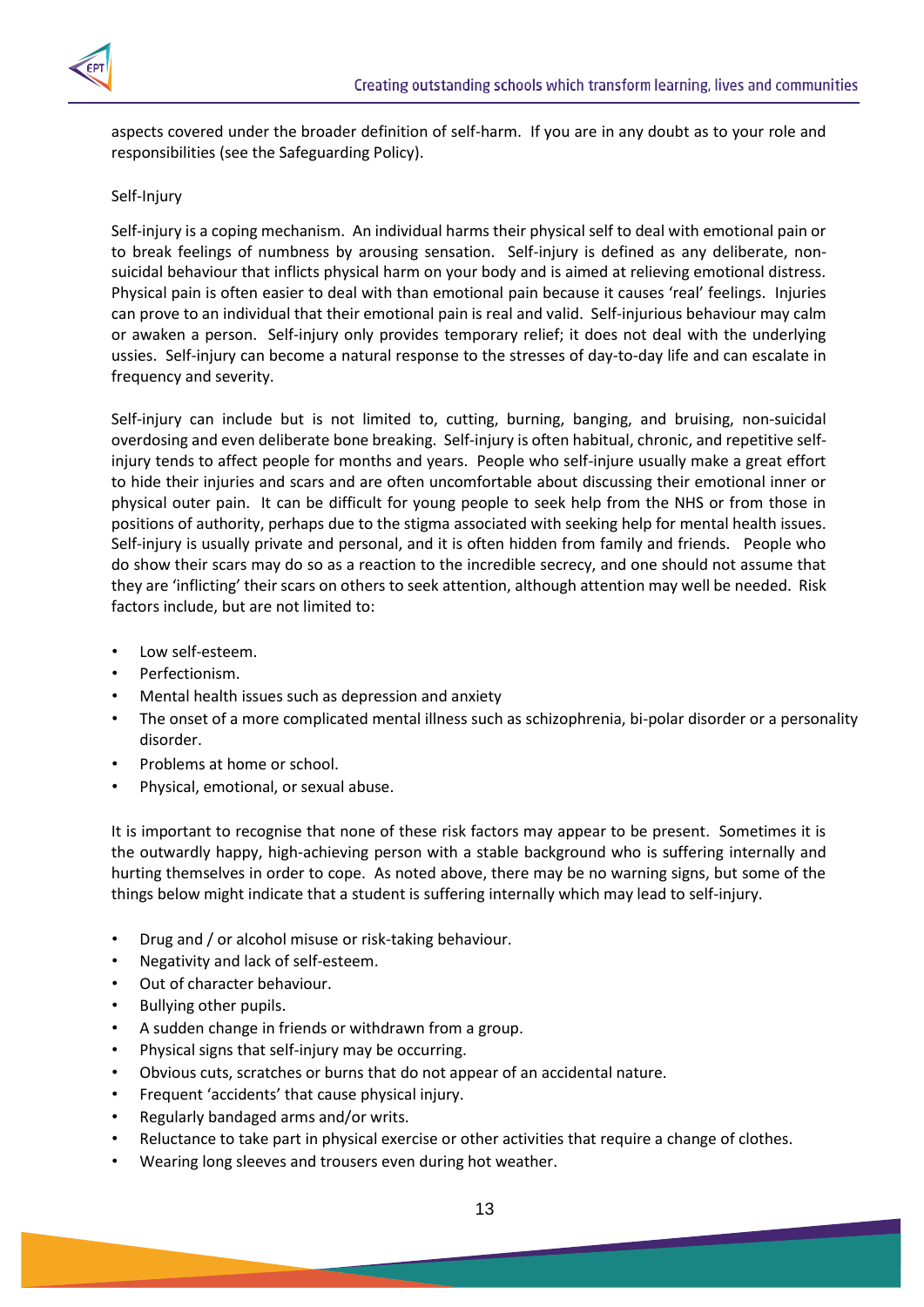aspects covered under the broader definition of self-harm. If you are in any doubt as to your role and responsibilities (see the Safeguarding Policy).

Self-Injury

Self-injury is a coping mechanism. An individual harms their physical self to deal with emotional pain or to break feelings of numbness by arousing sensation. Self-injury is defined as any deliberate, non-suicidal behaviour that inflicts physical harm on your body and is aimed at relieving emotional distress. Physical pain is often easier to deal with than emotional pain because it causes 'real' feelings. Injuries can prove to an individual that their emotional pain is real and valid. Self-injurious behaviour may calm or awaken a person. Self-injury only provides temporary relief; it does not deal with the underlying ussies. Self-injury can become a natural response to the stresses of day-to-day life and can escalate in frequency and severity.

Self-injury can include but is not limited to, cutting, burning, banging, and bruising, non-suicidal overdosing and even deliberate bone breaking. Self-injury is often habitual, chronic, and repetitive self-injury tends to affect people for months and years. People who self-injure usually make a great effort to hide their injuries and scars and are often uncomfortable about discussing their emotional inner or physical outer pain. It can be difficult for young people to seek help from the NHS or from those in positions of authority, perhaps due to the stigma associated with seeking help for mental health issues. Self-injury is usually private and personal, and it is often hidden from family and friends. People who do show their scars may do so as a reaction to the incredible secrecy, and one should not assume that they are 'inflicting' their scars on others to seek attention, although attention may well be needed. Risk factors include, but are not limited to:

- Low self-esteem.
- Perfectionism.
- Mental health issues such as depression and anxiety
- The onset of a more complicated mental illness such as schizophrenia, bi-polar disorder or a personality disorder.
- Problems at home or school.
- Physical, emotional, or sexual abuse.

It is important to recognise that none of these risk factors may appear to be present. Sometimes it is the outwardly happy, high-achieving person with a stable background who is suffering internally and hurting themselves in order to cope. As noted above, there may be no warning signs, but some of the things below might indicate that a student is suffering internally which may lead to self-injury.

- Drug and / or alcohol misuse or risk-taking behaviour.
- Negativity and lack of self-esteem.
- Out of character behaviour.
- Bullying other pupils.
- A sudden change in friends or withdrawn from a group.
- Physical signs that self-injury may be occurring.
- Obvious cuts, scratches or burns that do not appear of an accidental nature.
- Frequent 'accidents' that cause physical injury.
- Regularly bandaged arms and/or writs.
- Reluctance to take part in physical exercise or other activities that require a change of clothes.
- Wearing long sleeves and trousers even during hot weather.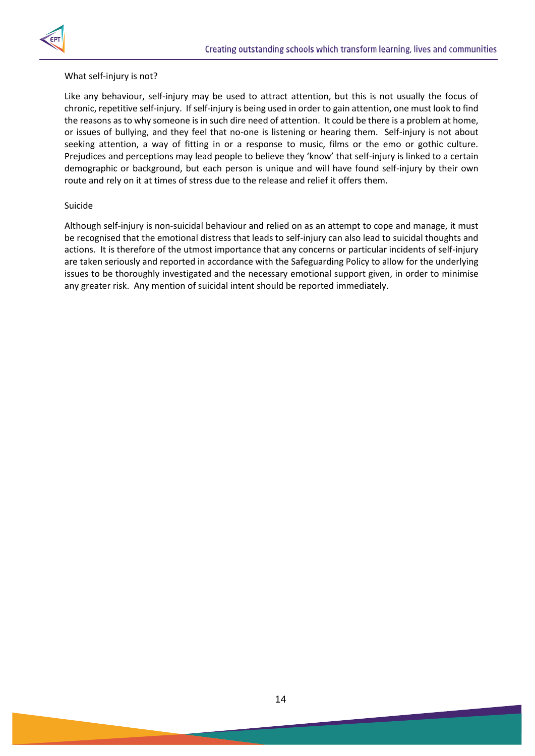What self-injury is not?

Like any behaviour, self-injury may be used to attract attention, but this is not usually the focus of chronic, repetitive self-injury. If self-injury is being used in order to gain attention, one must look to find the reasons as to why someone is in such dire need of attention. It could be there is a problem at home, or issues of bullying, and they feel that no-one is listening or hearing them. Self-injury is not about seeking attention, a way of fitting in or a response to music, films or the emo or gothic culture. Prejudices and perceptions may lead people to believe they 'know' that self-injury is linked to a certain demographic or background, but each person is unique and will have found self-injury by their own route and rely on it at times of stress due to the release and relief it offers them.

Suicide

Although self-injury is non-suicidal behaviour and relied on as an attempt to cope and manage, it must be recognised that the emotional distress that leads to self-injury can also lead to suicidal thoughts and actions. It is therefore of the utmost importance that any concerns or particular incidents of self-injury are taken seriously and reported in accordance with the Safeguarding Policy to allow for the underlying issues to be thoroughly investigated and the necessary emotional support given, in order to minimise any greater risk. Any mention of suicidal intent should be reported immediately.